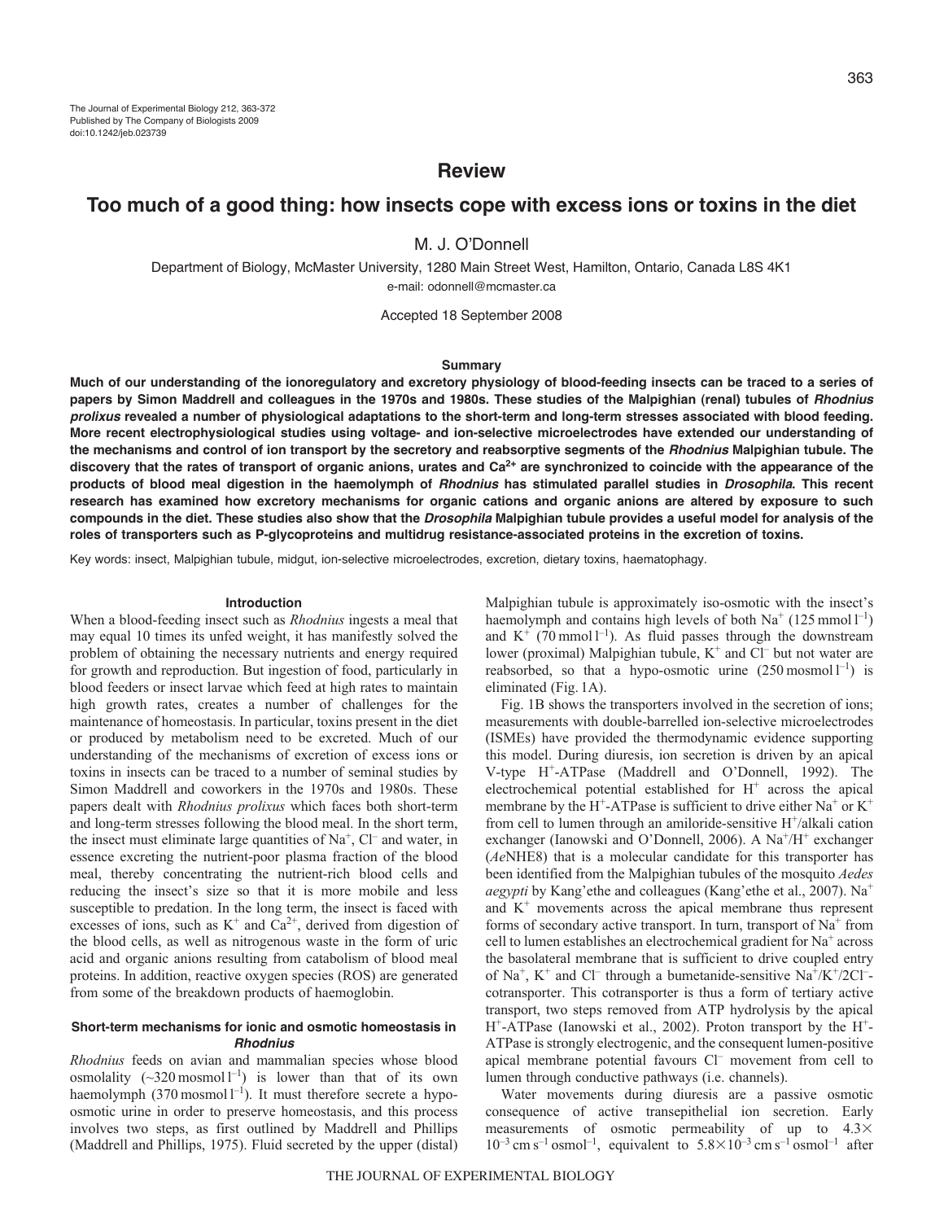The Journal of Experimental Biology 212, 363-372
Published by The Company of Biologists 2009
doi:10.1242/jeb.023739

## Review

# Too much of a good thing: how insects cope with excess ions or toxins in the diet

M. J. O'Donnell

Department of Biology, McMaster University, 1280 Main Street West, Hamilton, Ontario, Canada L8S 4K1

e-mail: odonnell@mcmaster.ca

Accepted 18 September 2008

### Summary

**Much of our understanding of the ionoregulatory and excretory physiology of blood-feeding insects can be traced to a series of papers by Simon Maddrell and colleagues in the 1970s and 1980s. These studies of the Malpighian (renal) tubules of *Rhodnius prolixus* revealed a number of physiological adaptations to the short-term and long-term stresses associated with blood feeding. More recent electrophysiological studies using voltage- and ion-selective microelectrodes have extended our understanding of the mechanisms and control of ion transport by the secretory and reabsorptive segments of the *Rhodnius* Malpighian tubule. The discovery that the rates of transport of organic anions, urates and $Ca^{2+}$ are synchronized to coincide with the appearance of the products of blood meal digestion in the haemolymph of *Rhodnius* has stimulated parallel studies in *Drosophila*. This recent research has examined how excretory mechanisms for organic cations and organic anions are altered by exposure to such compounds in the diet. These studies also show that the *Drosophila* Malpighian tubule provides a useful model for analysis of the roles of transporters such as P-glycoproteins and multidrug resistance-associated proteins in the excretion of toxins.**

Key words: insect, Malpighian tubule, midgut, ion-selective microelectrodes, excretion, dietary toxins, haematophagy.

### Introduction

When a blood-feeding insect such as *Rhodnius* ingests a meal that may equal 10 times its unfed weight, it has manifestly solved the problem of obtaining the necessary nutrients and energy required for growth and reproduction. But ingestion of food, particularly in blood feeders or insect larvae which feed at high rates to maintain high growth rates, creates a number of challenges for the maintenance of homeostasis. In particular, toxins present in the diet or produced by metabolism need to be excreted. Much of our understanding of the mechanisms of excretion of excess ions or toxins in insects can be traced to a number of seminal studies by Simon Maddrell and coworkers in the 1970s and 1980s. These papers dealt with *Rhodnius prolixus* which faces both short-term and long-term stresses following the blood meal. In the short term, the insect must eliminate large quantities of $Na^+$, $Cl^-$ and water, in essence excreting the nutrient-poor plasma fraction of the blood meal, thereby concentrating the nutrient-rich blood cells and reducing the insect's size so that it is more mobile and less susceptible to predation. In the long term, the insect is faced with excesses of ions, such as $K^+$ and $Ca^{2+}$, derived from digestion of the blood cells, as well as nitrogenous waste in the form of uric acid and organic anions resulting from catabolism of blood meal proteins. In addition, reactive oxygen species (ROS) are generated from some of the breakdown products of haemoglobin.

### Short-term mechanisms for ionic and osmotic homeostasis in *Rhodnius*

*Rhodnius* feeds on avian and mammalian species whose blood osmolality (~320 $mosmol\,l^{-1}$) is lower than that of its own haemolymph (370 $mosmol\,l^{-1}$). It must therefore secrete a hypo-osmotic urine in order to preserve homeostasis, and this process involves two steps, as first outlined by Maddrell and Phillips (Maddrell and Phillips, 1975). Fluid secreted by the upper (distal) Malpighian tubule is approximately iso-osmotic with the insect's haemolymph and contains high levels of both $Na^+$ (125 $mmol\,l^{-1}$) and $K^+$ (70 $mmol\,l^{-1}$). As fluid passes through the downstream lower (proximal) Malpighian tubule, $K^+$ and $Cl^-$ but not water are reabsorbed, so that a hypo-osmotic urine (250 $mosmol\,l^{-1}$) is eliminated (Fig. 1A).

Fig. 1B shows the transporters involved in the secretion of ions; measurements with double-barrelled ion-selective microelectrodes (ISMEs) have provided the thermodynamic evidence supporting this model. During diuresis, ion secretion is driven by an apical V-type $H^+$-ATPase (Maddrell and O'Donnell, 1992). The electrochemical potential established for $H^+$ across the apical membrane by the $H^+$-ATPase is sufficient to drive either $Na^+$ or $K^+$ from cell to lumen through an amiloride-sensitive $H^+$/alkali cation exchanger (Ianowski and O'Donnell, 2006). A $Na^+$/$H^+$ exchanger (*Ae*NHE8) that is a molecular candidate for this transporter has been identified from the Malpighian tubules of the mosquito *Aedes aegypti* by Kang'ethe and colleagues (Kang'ethe et al., 2007). $Na^+$ and $K^+$ movements across the apical membrane thus represent forms of secondary active transport. In turn, transport of $Na^+$ from cell to lumen establishes an electrochemical gradient for $Na^+$ across the basolateral membrane that is sufficient to drive coupled entry of $Na^+$, $K^+$ and $Cl^-$ through a bumetanide-sensitive $Na^+$/$K^+$/$2Cl^-$-cotransporter. This cotransporter is thus a form of tertiary active transport, two steps removed from ATP hydrolysis by the apical $H^+$-ATPase (Ianowski et al., 2002). Proton transport by the $H^+$-ATPase is strongly electrogenic, and the consequent lumen-positive apical membrane potential favours $Cl^-$ movement from cell to lumen through conductive pathways (i.e. channels).

Water movements during diuresis are a passive osmotic consequence of active transepithelial ion secretion. Early measurements of osmotic permeability of up to $4.3\times10^{-3}\,cm\,s^{-1}\,osmol^{-1}$, equivalent to $5.8\times10^{-3}\,cm\,s^{-1}\,osmol^{-1}$ after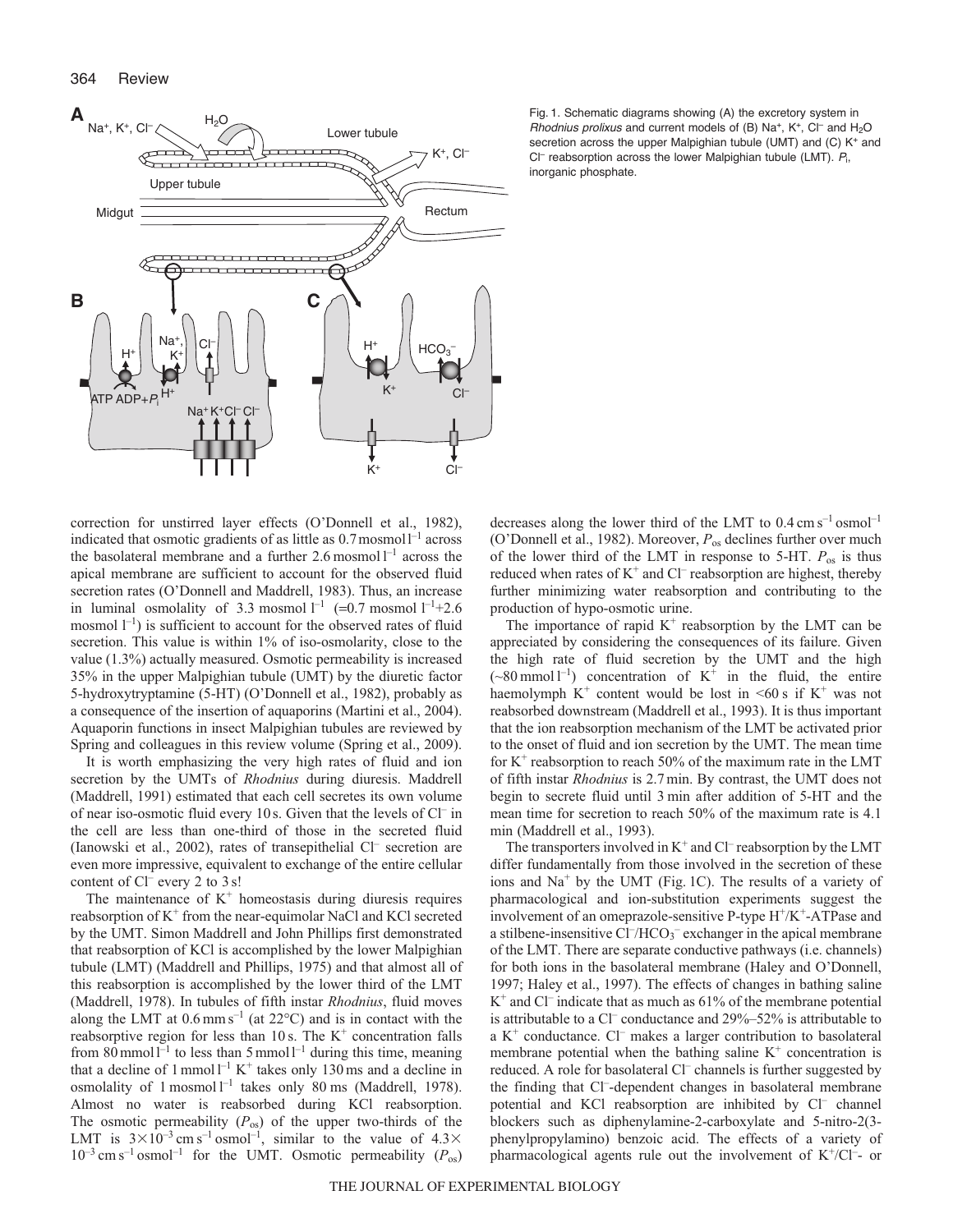Fig. 1. Schematic diagrams showing (A) the excretory system in *Rhodnius prolixus* and current models of (B) $Na^+$, $K^+$, $Cl^-$ and $H_2O$ secretion across the upper Malpighian tubule (UMT) and (C) $K^+$ and $Cl^-$ reabsorption across the lower Malpighian tubule (LMT). $P_i$, inorganic phosphate.

correction for unstirred layer effects (O'Donnell et al., 1982), indicated that osmotic gradients of as little as $0.7\,\mathrm{mosmol\,l^{-1}}$ across the basolateral membrane and a further $2.6\,\mathrm{mosmol\,l^{-1}}$ across the apical membrane are sufficient to account for the observed fluid secretion rates (O'Donnell and Maddrell, 1983). Thus, an increase in luminal osmolality of $3.3\,\mathrm{mosmol\,l^{-1}}$ (=0.7 $\mathrm{mosmol\,l^{-1}}$+2.6 $\mathrm{mosmol\,l^{-1}}$) is sufficient to account for the observed rates of fluid secretion. This value is within 1% of iso-osmolarity, close to the value (1.3%) actually measured. Osmotic permeability is increased 35% in the upper Malpighian tubule (UMT) by the diuretic factor 5-hydroxytryptamine (5-HT) (O'Donnell et al., 1982), probably as a consequence of the insertion of aquaporins (Martini et al., 2004). Aquaporin functions in insect Malpighian tubules are reviewed by Spring and colleagues in this review volume (Spring et al., 2009).

It is worth emphasizing the very high rates of fluid and ion secretion by the UMTs of *Rhodnius* during diuresis. Maddrell (Maddrell, 1991) estimated that each cell secretes its own volume of near iso-osmotic fluid every 10 s. Given that the levels of $Cl^-$ in the cell are less than one-third of those in the secreted fluid (Ianowski et al., 2002), rates of transepithelial $Cl^-$ secretion are even more impressive, equivalent to exchange of the entire cellular content of $Cl^-$ every 2 to 3 s!

The maintenance of $K^+$ homeostasis during diuresis requires reabsorption of $K^+$ from the near-equimolar NaCl and KCl secreted by the UMT. Simon Maddrell and John Phillips first demonstrated that reabsorption of KCl is accomplished by the lower Malpighian tubule (LMT) (Maddrell and Phillips, 1975) and that almost all of this reabsorption is accomplished by the lower third of the LMT (Maddrell, 1978). In tubules of fifth instar *Rhodnius*, fluid moves along the LMT at $0.6\,\mathrm{mm\,s^{-1}}$ (at 22°C) and is in contact with the reabsorptive region for less than 10 s. The $K^+$ concentration falls from $80\,\mathrm{mmol\,l^{-1}}$ to less than $5\,\mathrm{mmol\,l^{-1}}$ during this time, meaning that a decline of $1\,\mathrm{mmol\,l^{-1}}$ $K^+$ takes only 130 ms and a decline in osmolality of $1\,\mathrm{mosmol\,l^{-1}}$ takes only 80 ms (Maddrell, 1978). Almost no water is reabsorbed during KCl reabsorption. The osmotic permeability ($P_{os}$) of the upper two-thirds of the LMT is $3\times10^{-3}\,\mathrm{cm\,s^{-1}\,osmol^{-1}}$, similar to the value of $4.3\times10^{-3}\,\mathrm{cm\,s^{-1}\,osmol^{-1}}$ for the UMT. Osmotic permeability ($P_{os}$) decreases along the lower third of the LMT to $0.4\,\mathrm{cm\,s^{-1}\,osmol^{-1}}$ (O'Donnell et al., 1982). Moreover, $P_{os}$ declines further over much of the lower third of the LMT in response to 5-HT. $P_{os}$ is thus reduced when rates of $K^+$ and $Cl^-$ reabsorption are highest, thereby further minimizing water reabsorption and contributing to the production of hypo-osmotic urine.

The importance of rapid $K^+$ reabsorption by the LMT can be appreciated by considering the consequences of its failure. Given the high rate of fluid secretion by the UMT and the high (~$80\,\mathrm{mmol\,l^{-1}}$) concentration of $K^+$ in the fluid, the entire haemolymph $K^+$ content would be lost in <60 s if $K^+$ was not reabsorbed downstream (Maddrell et al., 1993). It is thus important that the ion reabsorption mechanism of the LMT be activated prior to the onset of fluid and ion secretion by the UMT. The mean time for $K^+$ reabsorption to reach 50% of the maximum rate in the LMT of fifth instar *Rhodnius* is 2.7 min. By contrast, the UMT does not begin to secrete fluid until 3 min after addition of 5-HT and the mean time for secretion to reach 50% of the maximum rate is 4.1 min (Maddrell et al., 1993).

The transporters involved in $K^+$ and $Cl^-$ reabsorption by the LMT differ fundamentally from those involved in the secretion of these ions and $Na^+$ by the UMT (Fig. 1C). The results of a variety of pharmacological and ion-substitution experiments suggest the involvement of an omeprazole-sensitive P-type $H^+/K^+$-ATPase and a stilbene-insensitive $Cl^-/HCO_3^-$ exchanger in the apical membrane of the LMT. There are separate conductive pathways (i.e. channels) for both ions in the basolateral membrane (Haley and O'Donnell, 1997; Haley et al., 1997). The effects of changes in bathing saline $K^+$ and $Cl^-$ indicate that as much as 61% of the membrane potential is attributable to a $Cl^-$ conductance and 29%–52% is attributable to a $K^+$ conductance. $Cl^-$ makes a larger contribution to basolateral membrane potential when the bathing saline $K^+$ concentration is reduced. A role for basolateral $Cl^-$ channels is further suggested by the finding that $Cl^-$-dependent changes in basolateral membrane potential and KCl reabsorption are inhibited by $Cl^-$ channel blockers such as diphenylamine-2-carboxylate and 5-nitro-2(3-phenylpropylamino) benzoic acid. The effects of a variety of pharmacological agents rule out the involvement of $K^+/Cl^-$- or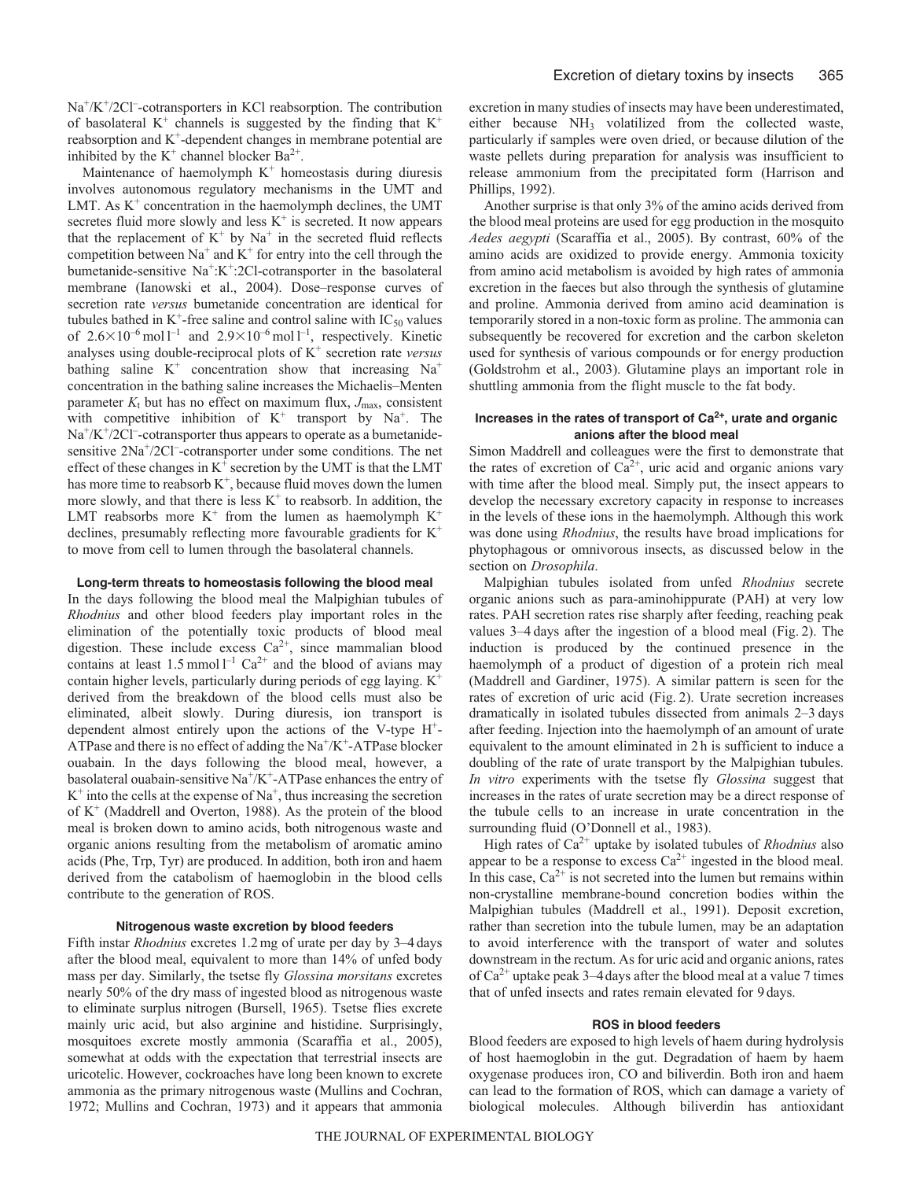$Na^+/K^+/2Cl^-$-cotransporters in KCl reabsorption. The contribution of basolateral $K^+$ channels is suggested by the finding that $K^+$ reabsorption and $K^+$-dependent changes in membrane potential are inhibited by the $K^+$ channel blocker $Ba^{2+}$.

Maintenance of haemolymph $K^+$ homeostasis during diuresis involves autonomous regulatory mechanisms in the UMT and LMT. As $K^+$ concentration in the haemolymph declines, the UMT secretes fluid more slowly and less $K^+$ is secreted. It now appears that the replacement of $K^+$ by $Na^+$ in the secreted fluid reflects competition between $Na^+$ and $K^+$ for entry into the cell through the bumetanide-sensitive $Na^+$:$K^+$:2Cl-cotransporter in the basolateral membrane (Ianowski et al., 2004). Dose–response curves of secretion rate *versus* bumetanide concentration are identical for tubules bathed in $K^+$-free saline and control saline with $IC_{50}$ values of $2.6\times10^{-6}$ mol $l^{-1}$ and $2.9\times10^{-6}$ mol $l^{-1}$, respectively. Kinetic analyses using double-reciprocal plots of $K^+$ secretion rate *versus* bathing saline $K^+$ concentration show that increasing $Na^+$ concentration in the bathing saline increases the Michaelis–Menten parameter $K_t$ but has no effect on maximum flux, $J_{max}$, consistent with competitive inhibition of $K^+$ transport by $Na^+$. The $Na^+/K^+/2Cl^-$-cotransporter thus appears to operate as a bumetanide-sensitive $2Na^+/2Cl^-$-cotransporter under some conditions. The net effect of these changes in $K^+$ secretion by the UMT is that the LMT has more time to reabsorb $K^+$, because fluid moves down the lumen more slowly, and that there is less $K^+$ to reabsorb. In addition, the LMT reabsorbs more $K^+$ from the lumen as haemolymph $K^+$ declines, presumably reflecting more favourable gradients for $K^+$ to move from cell to lumen through the basolateral channels.

### Long-term threats to homeostasis following the blood meal

In the days following the blood meal the Malpighian tubules of *Rhodnius* and other blood feeders play important roles in the elimination of the potentially toxic products of blood meal digestion. These include excess $Ca^{2+}$, since mammalian blood contains at least 1.5 mmol $l^{-1}$ $Ca^{2+}$ and the blood of avians may contain higher levels, particularly during periods of egg laying. $K^+$ derived from the breakdown of the blood cells must also be eliminated, albeit slowly. During diuresis, ion transport is dependent almost entirely upon the actions of the V-type $H^+$-ATPase and there is no effect of adding the $Na^+/K^+$-ATPase blocker ouabain. In the days following the blood meal, however, a basolateral ouabain-sensitive $Na^+/K^+$-ATPase enhances the entry of $K^+$ into the cells at the expense of $Na^+$, thus increasing the secretion of $K^+$ (Maddrell and Overton, 1988). As the protein of the blood meal is broken down to amino acids, both nitrogenous waste and organic anions resulting from the metabolism of aromatic amino acids (Phe, Trp, Tyr) are produced. In addition, both iron and haem derived from the catabolism of haemoglobin in the blood cells contribute to the generation of ROS.

### Nitrogenous waste excretion by blood feeders

Fifth instar *Rhodnius* excretes 1.2 mg of urate per day by 3–4 days after the blood meal, equivalent to more than 14% of unfed body mass per day. Similarly, the tsetse fly *Glossina morsitans* excretes nearly 50% of the dry mass of ingested blood as nitrogenous waste to eliminate surplus nitrogen (Bursell, 1965). Tsetse flies excrete mainly uric acid, but also arginine and histidine. Surprisingly, mosquitoes excrete mostly ammonia (Scaraffia et al., 2005), somewhat at odds with the expectation that terrestrial insects are uricotelic. However, cockroaches have long been known to excrete ammonia as the primary nitrogenous waste (Mullins and Cochran, 1972; Mullins and Cochran, 1973) and it appears that ammonia excretion in many studies of insects may have been underestimated, either because $NH_3$ volatilized from the collected waste, particularly if samples were oven dried, or because dilution of the waste pellets during preparation for analysis was insufficient to release ammonium from the precipitated form (Harrison and Phillips, 1992).

Another surprise is that only 3% of the amino acids derived from the blood meal proteins are used for egg production in the mosquito *Aedes aegypti* (Scaraffia et al., 2005). By contrast, 60% of the amino acids are oxidized to provide energy. Ammonia toxicity from amino acid metabolism is avoided by high rates of ammonia excretion in the faeces but also through the synthesis of glutamine and proline. Ammonia derived from amino acid deamination is temporarily stored in a non-toxic form as proline. The ammonia can subsequently be recovered for excretion and the carbon skeleton used for synthesis of various compounds or for energy production (Goldstrohm et al., 2003). Glutamine plays an important role in shuttling ammonia from the flight muscle to the fat body.

### Increases in the rates of transport of $Ca^{2+}$, urate and organic anions after the blood meal

Simon Maddrell and colleagues were the first to demonstrate that the rates of excretion of $Ca^{2+}$, uric acid and organic anions vary with time after the blood meal. Simply put, the insect appears to develop the necessary excretory capacity in response to increases in the levels of these ions in the haemolymph. Although this work was done using *Rhodnius*, the results have broad implications for phytophagous or omnivorous insects, as discussed below in the section on *Drosophila*.

Malpighian tubules isolated from unfed *Rhodnius* secrete organic anions such as para-aminohippurate (PAH) at very low rates. PAH secretion rates rise sharply after feeding, reaching peak values 3–4 days after the ingestion of a blood meal (Fig. 2). The induction is produced by the continued presence in the haemolymph of a product of digestion of a protein rich meal (Maddrell and Gardiner, 1975). A similar pattern is seen for the rates of excretion of uric acid (Fig. 2). Urate secretion increases dramatically in isolated tubules dissected from animals 2–3 days after feeding. Injection into the haemolymph of an amount of urate equivalent to the amount eliminated in 2 h is sufficient to induce a doubling of the rate of urate transport by the Malpighian tubules. *In vitro* experiments with the tsetse fly *Glossina* suggest that increases in the rates of urate secretion may be a direct response of the tubule cells to an increase in urate concentration in the surrounding fluid (O'Donnell et al., 1983).

High rates of $Ca^{2+}$ uptake by isolated tubules of *Rhodnius* also appear to be a response to excess $Ca^{2+}$ ingested in the blood meal. In this case, $Ca^{2+}$ is not secreted into the lumen but remains within non-crystalline membrane-bound concretion bodies within the Malpighian tubules (Maddrell et al., 1991). Deposit excretion, rather than secretion into the tubule lumen, may be an adaptation to avoid interference with the transport of water and solutes downstream in the rectum. As for uric acid and organic anions, rates of $Ca^{2+}$ uptake peak 3–4 days after the blood meal at a value 7 times that of unfed insects and rates remain elevated for 9 days.

### ROS in blood feeders

Blood feeders are exposed to high levels of haem during hydrolysis of host haemoglobin in the gut. Degradation of haem by haem oxygenase produces iron, CO and biliverdin. Both iron and haem can lead to the formation of ROS, which can damage a variety of biological molecules. Although biliverdin has antioxidant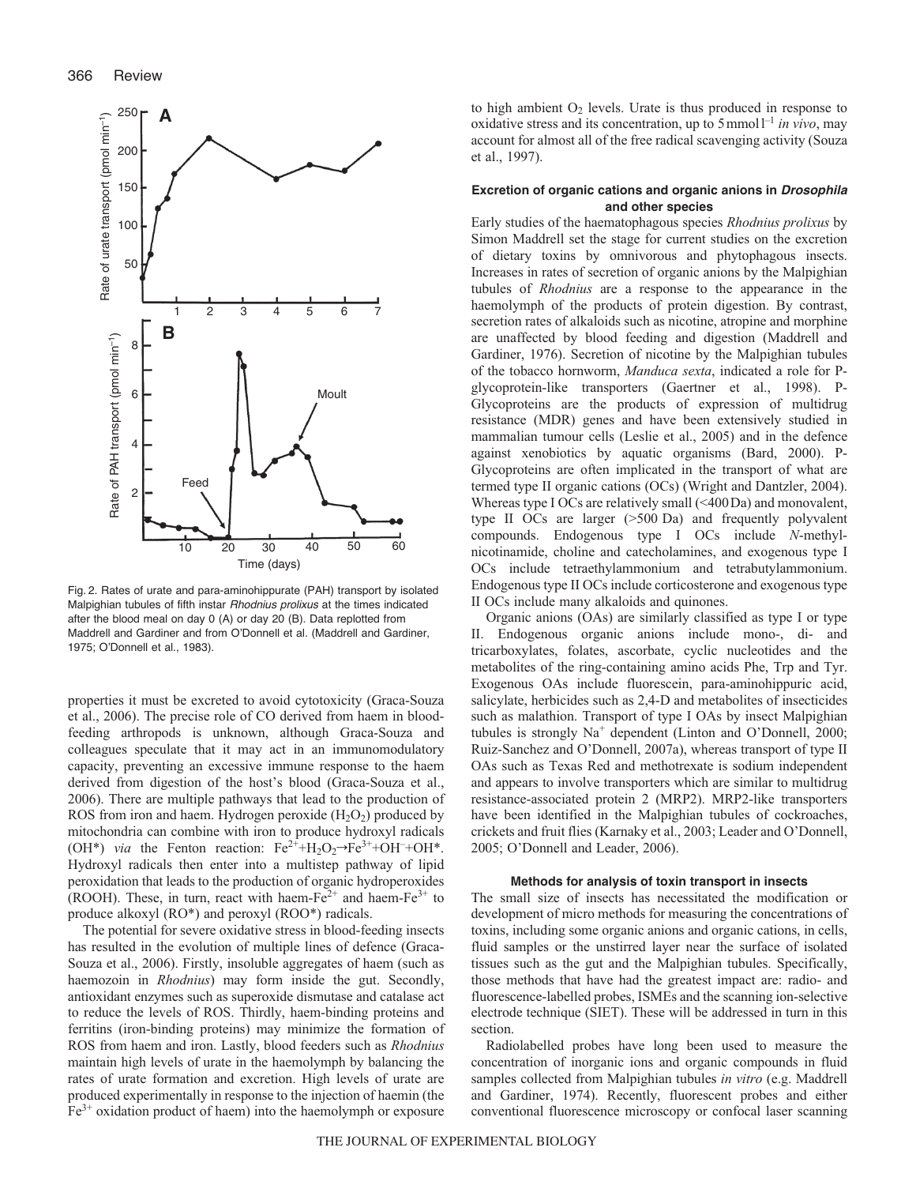Fig. 2. Rates of urate and para-aminohippurate (PAH) transport by isolated Malpighian tubules of fifth instar *Rhodnius prolixus* at the times indicated after the blood meal on day 0 (A) or day 20 (B). Data replotted from Maddrell and Gardiner and from O'Donnell et al. (Maddrell and Gardiner, 1975; O'Donnell et al., 1983).

properties it must be excreted to avoid cytotoxicity (Graca-Souza et al., 2006). The precise role of CO derived from haem in blood-feeding arthropods is unknown, although Graca-Souza and colleagues speculate that it may act in an immunomodulatory capacity, preventing an excessive immune response to the haem derived from digestion of the host's blood (Graca-Souza et al., 2006). There are multiple pathways that lead to the production of ROS from iron and haem. Hydrogen peroxide ($H_2O_2$) produced by mitochondria can combine with iron to produce hydroxyl radicals (OH*) *via* the Fenton reaction: $Fe^{2+}+H_2O_2 \rightarrow Fe^{3+}+OH^{-}+OH^{*}$. Hydroxyl radicals then enter into a multistep pathway of lipid peroxidation that leads to the production of organic hydroperoxides (ROOH). These, in turn, react with haem-$Fe^{2+}$ and haem-$Fe^{3+}$ to produce alkoxyl (RO*) and peroxyl (ROO*) radicals.

The potential for severe oxidative stress in blood-feeding insects has resulted in the evolution of multiple lines of defence (Graca-Souza et al., 2006). Firstly, insoluble aggregates of haem (such as haemozoin in *Rhodnius*) may form inside the gut. Secondly, antioxidant enzymes such as superoxide dismutase and catalase act to reduce the levels of ROS. Thirdly, haem-binding proteins and ferritins (iron-binding proteins) may minimize the formation of ROS from haem and iron. Lastly, blood feeders such as *Rhodnius* maintain high levels of urate in the haemolymph by balancing the rates of urate formation and excretion. High levels of urate are produced experimentally in response to the injection of haemin (the $Fe^{3+}$ oxidation product of haem) into the haemolymph or exposure to high ambient $O_2$ levels. Urate is thus produced in response to oxidative stress and its concentration, up to 5 mmol $l^{-1}$ *in vivo*, may account for almost all of the free radical scavenging activity (Souza et al., 1997).

### Excretion of organic cations and organic anions in *Drosophila* and other species

Early studies of the haematophagous species *Rhodnius prolixus* by Simon Maddrell set the stage for current studies on the excretion of dietary toxins by omnivorous and phytophagous insects. Increases in rates of secretion of organic anions by the Malpighian tubules of *Rhodnius* are a response to the appearance in the haemolymph of the products of protein digestion. By contrast, secretion rates of alkaloids such as nicotine, atropine and morphine are unaffected by blood feeding and digestion (Maddrell and Gardiner, 1976). Secretion of nicotine by the Malpighian tubules of the tobacco hornworm, *Manduca sexta*, indicated a role for P-glycoprotein-like transporters (Gaertner et al., 1998). P-Glycoproteins are the products of expression of multidrug resistance (MDR) genes and have been extensively studied in mammalian tumour cells (Leslie et al., 2005) and in the defence against xenobiotics by aquatic organisms (Bard, 2000). P-Glycoproteins are often implicated in the transport of what are termed type II organic cations (OCs) (Wright and Dantzler, 2004). Whereas type I OCs are relatively small (<400 Da) and monovalent, type II OCs are larger (>500 Da) and frequently polyvalent compounds. Endogenous type I OCs include *N*-methyl-nicotinamide, choline and catecholamines, and exogenous type I OCs include tetraethylammonium and tetrabutylammonium. Endogenous type II OCs include corticosterone and exogenous type II OCs include many alkaloids and quinones.

Organic anions (OAs) are similarly classified as type I or type II. Endogenous organic anions include mono-, di- and tricarboxylates, folates, ascorbate, cyclic nucleotides and the metabolites of the ring-containing amino acids Phe, Trp and Tyr. Exogenous OAs include fluorescein, para-aminohippuric acid, salicylate, herbicides such as 2,4-D and metabolites of insecticides such as malathion. Transport of type I OAs by insect Malpighian tubules is strongly $Na^{+}$ dependent (Linton and O'Donnell, 2000; Ruiz-Sanchez and O'Donnell, 2007a), whereas transport of type II OAs such as Texas Red and methotrexate is sodium independent and appears to involve transporters which are similar to multidrug resistance-associated protein 2 (MRP2). MRP2-like transporters have been identified in the Malpighian tubules of cockroaches, crickets and fruit flies (Karnaky et al., 2003; Leader and O'Donnell, 2005; O'Donnell and Leader, 2006).

### Methods for analysis of toxin transport in insects

The small size of insects has necessitated the modification or development of micro methods for measuring the concentrations of toxins, including some organic anions and organic cations, in cells, fluid samples or the unstirred layer near the surface of isolated tissues such as the gut and the Malpighian tubules. Specifically, those methods that have had the greatest impact are: radio- and fluorescence-labelled probes, ISMEs and the scanning ion-selective electrode technique (SIET). These will be addressed in turn in this section.

Radiolabelled probes have long been used to measure the concentration of inorganic ions and organic compounds in fluid samples collected from Malpighian tubules *in vitro* (e.g. Maddrell and Gardiner, 1974). Recently, fluorescent probes and either conventional fluorescence microscopy or confocal laser scanning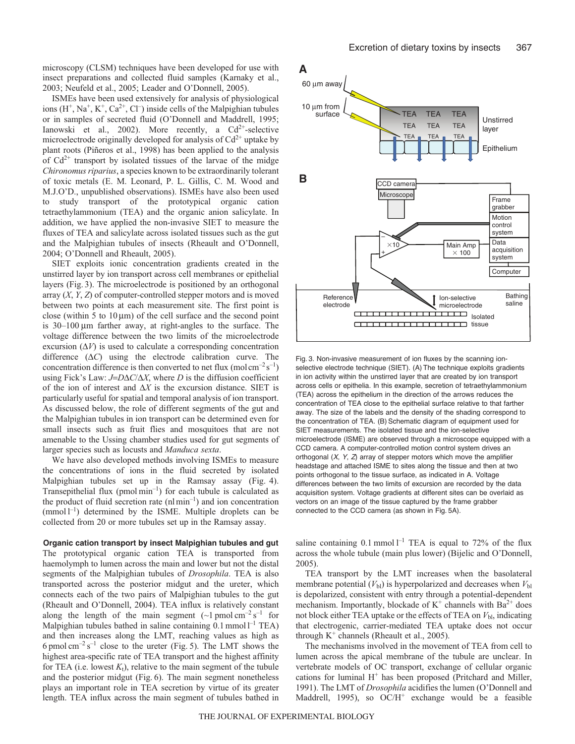microscopy (CLSM) techniques have been developed for use with insect preparations and collected fluid samples (Karnaky et al., 2003; Neufeld et al., 2005; Leader and O'Donnell, 2005).

ISMEs have been used extensively for analysis of physiological ions ($H^+$, $Na^+$, $K^+$, $Ca^{2+}$, $Cl^-$) inside cells of the Malpighian tubules or in samples of secreted fluid (O'Donnell and Maddrell, 1995; Ianowski et al., 2002). More recently, a $Cd^{2+}$-selective microelectrode originally developed for analysis of $Cd^{2+}$ uptake by plant roots (Piñeros et al., 1998) has been applied to the analysis of $Cd^{2+}$ transport by isolated tissues of the larvae of the midge *Chironomus riparius*, a species known to be extraordinarily tolerant of toxic metals (E. M. Leonard, P. L. Gillis, C. M. Wood and M.J.O'D., unpublished observations). ISMEs have also been used to study transport of the prototypical organic cation tetraethylammonium (TEA) and the organic anion salicylate. In addition, we have applied the non-invasive SIET to measure the fluxes of TEA and salicylate across isolated tissues such as the gut and the Malpighian tubules of insects (Rheault and O'Donnell, 2004; O'Donnell and Rheault, 2005).

SIET exploits ionic concentration gradients created in the unstirred layer by ion transport across cell membranes or epithelial layers (Fig. 3). The microelectrode is positioned by an orthogonal array ($X$, $Y$, $Z$) of computer-controlled stepper motors and is moved between two points at each measurement site. The first point is close (within 5 to 10 μm) of the cell surface and the second point is 30–100 μm farther away, at right-angles to the surface. The voltage difference between the two limits of the microelectrode excursion ($\Delta V$) is used to calculate a corresponding concentration difference ($\Delta C$) using the electrode calibration curve. The concentration difference is then converted to net flux (mol $cm^{-2}$ $s^{-1}$) using Fick's Law: $J=D\Delta C/\Delta X$, where $D$ is the diffusion coefficient of the ion of interest and $\Delta X$ is the excursion distance. SIET is particularly useful for spatial and temporal analysis of ion transport. As discussed below, the role of different segments of the gut and the Malpighian tubules in ion transport can be determined even for small insects such as fruit flies and mosquitoes that are not amenable to the Ussing chamber studies used for gut segments of larger species such as locusts and *Manduca sexta*.

We have also developed methods involving ISMEs to measure the concentrations of ions in the fluid secreted by isolated Malpighian tubules set up in the Ramsay assay (Fig. 4). Transepithelial flux (pmol $min^{-1}$) for each tubule is calculated as the product of fluid secretion rate (nl $min^{-1}$) and ion concentration (mmol $l^{-1}$) determined by the ISME. Multiple droplets can be collected from 20 or more tubules set up in the Ramsay assay.

Fig. 3. Non-invasive measurement of ion fluxes by the scanning ion-selective electrode technique (SIET). (A) The technique exploits gradients in ion activity within the unstirred layer that are created by ion transport across cells or epithelia. In this example, secretion of tetraethylammonium (TEA) across the epithelium in the direction of the arrows reduces the concentration of TEA close to the epithelial surface relative to that farther away. The size of the labels and the density of the shading correspond to the concentration of TEA. (B) Schematic diagram of equipment used for SIET measurements. The isolated tissue and the ion-selective microelectrode (ISME) are observed through a microscope equipped with a CCD camera. A computer-controlled motion control system drives an orthogonal ($X$, $Y$, $Z$) array of stepper motors which move the amplifier headstage and attached ISME to sites along the tissue and then at two points orthogonal to the tissue surface, as indicated in A. Voltage differences between the two limits of excursion are recorded by the data acquisition system. Voltage gradients at different sites can be overlaid as vectors on an image of the tissue captured by the frame grabber connected to the CCD camera (as shown in Fig. 5A).

### Organic cation transport by insect Malpighian tubules and gut

The prototypical organic cation TEA is transported from haemolymph to lumen across the main and lower but not the distal segments of the Malpighian tubules of *Drosophila*. TEA is also transported across the posterior midgut and the ureter, which connects each of the two pairs of Malpighian tubules to the gut (Rheault and O'Donnell, 2004). TEA influx is relatively constant along the length of the main segment (~1 pmol $cm^{-2}$ $s^{-1}$ for Malpighian tubules bathed in saline containing 0.1 mmol $l^{-1}$ TEA) and then increases along the LMT, reaching values as high as 6 pmol $cm^{-2}$ $s^{-1}$ close to the ureter (Fig. 5). The LMT shows the highest area-specific rate of TEA transport and the highest affinity for TEA (i.e. lowest $K_t$), relative to the main segment of the tubule and the posterior midgut (Fig. 6). The main segment nonetheless plays an important role in TEA secretion by virtue of its greater length. TEA influx across the main segment of tubules bathed in saline containing 0.1 mmol $l^{-1}$ TEA is equal to 72% of the flux across the whole tubule (main plus lower) (Bijelic and O'Donnell, 2005).

TEA transport by the LMT increases when the basolateral membrane potential ($V_{bl}$) is hyperpolarized and decreases when $V_{bl}$ is depolarized, consistent with entry through a potential-dependent mechanism. Importantly, blockade of $K^+$ channels with $Ba^{2+}$ does not block either TEA uptake or the effects of TEA on $V_{bl}$, indicating that electrogenic, carrier-mediated TEA uptake does not occur through $K^+$ channels (Rheault et al., 2005).

The mechanisms involved in the movement of TEA from cell to lumen across the apical membrane of the tubule are unclear. In vertebrate models of OC transport, exchange of cellular organic cations for luminal $H^+$ has been proposed (Pritchard and Miller, 1991). The LMT of *Drosophila* acidifies the lumen (O'Donnell and Maddrell, 1995), so OC/$H^+$ exchange would be a feasible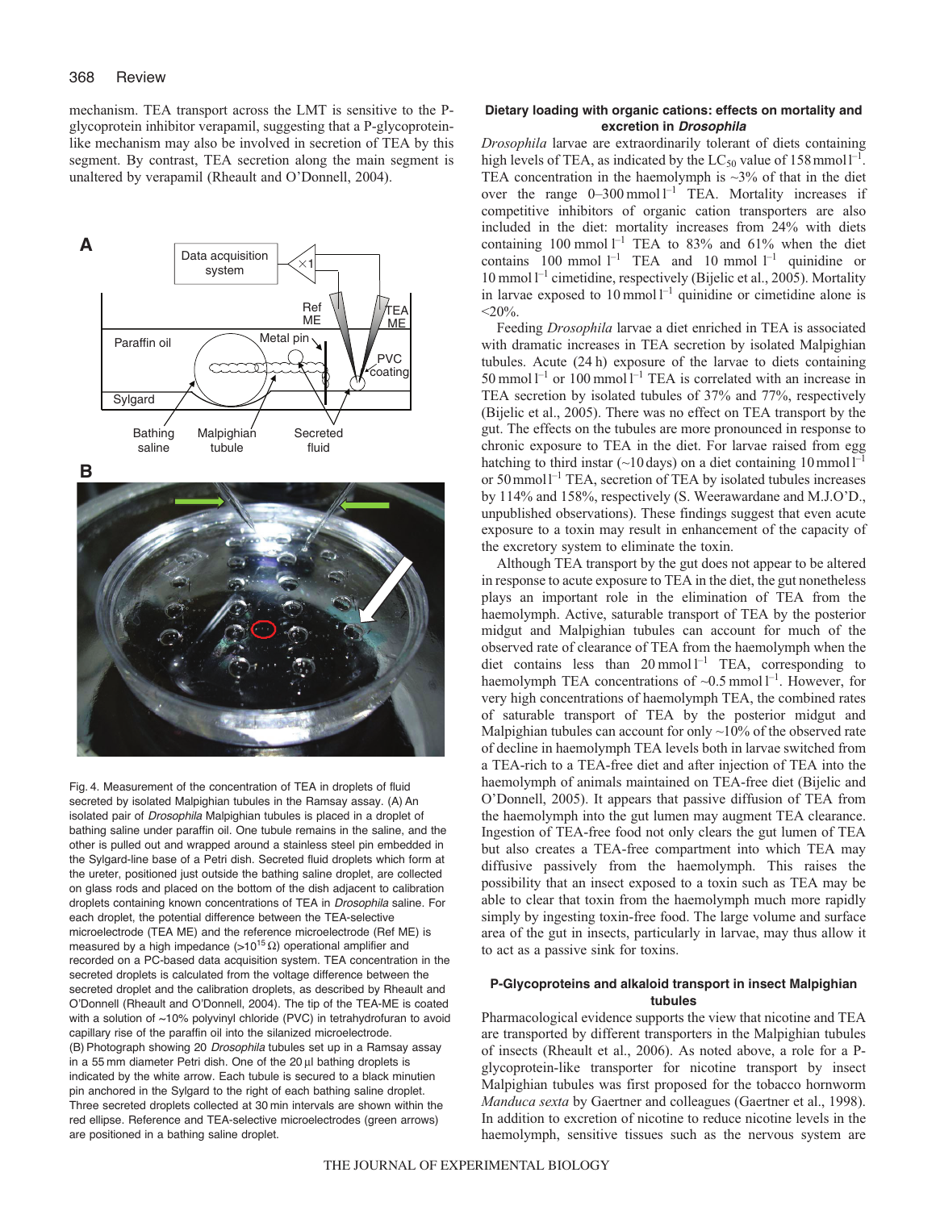mechanism. TEA transport across the LMT is sensitive to the P-glycoprotein inhibitor verapamil, suggesting that a P-glycoprotein-like mechanism may also be involved in secretion of TEA by this segment. By contrast, TEA secretion along the main segment is unaltered by verapamil (Rheault and O'Donnell, 2004).

Fig. 4. Measurement of the concentration of TEA in droplets of fluid secreted by isolated Malpighian tubules in the Ramsay assay. (A) An isolated pair of *Drosophila* Malpighian tubules is placed in a droplet of bathing saline under paraffin oil. One tubule remains in the saline, and the other is pulled out and wrapped around a stainless steel pin embedded in the Sylgard-line base of a Petri dish. Secreted fluid droplets which form at the ureter, positioned just outside the bathing saline droplet, are collected on glass rods and placed on the bottom of the dish adjacent to calibration droplets containing known concentrations of TEA in *Drosophila* saline. For each droplet, the potential difference between the TEA-selective microelectrode (TEA ME) and the reference microelectrode (Ref ME) is measured by a high impedance (>$10^{15}$ Ω) operational amplifier and recorded on a PC-based data acquisition system. TEA concentration in the secreted droplets is calculated from the voltage difference between the secreted droplet and the calibration droplets, as described by Rheault and O'Donnell (Rheault and O'Donnell, 2004). The tip of the TEA-ME is coated with a solution of ~10% polyvinyl chloride (PVC) in tetrahydrofuran to avoid capillary rise of the paraffin oil into the silanized microelectrode. (B) Photograph showing 20 *Drosophila* tubules set up in a Ramsay assay in a 55 mm diameter Petri dish. One of the 20 μl bathing droplets is indicated by the white arrow. Each tubule is secured to a black minutien pin anchored in the Sylgard to the right of each bathing saline droplet. Three secreted droplets collected at 30 min intervals are shown within the red ellipse. Reference and TEA-selective microelectrodes (green arrows) are positioned in a bathing saline droplet.

### Dietary loading with organic cations: effects on mortality and excretion in *Drosophila*

*Drosophila* larvae are extraordinarily tolerant of diets containing high levels of TEA, as indicated by the $LC_{50}$ value of 158 mmol $l^{-1}$. TEA concentration in the haemolymph is ~3% of that in the diet over the range 0–300 mmol $l^{-1}$ TEA. Mortality increases if competitive inhibitors of organic cation transporters are also included in the diet: mortality increases from 24% with diets containing 100 mmol $l^{-1}$ TEA to 83% and 61% when the diet contains 100 mmol $l^{-1}$ TEA and 10 mmol $l^{-1}$ quinidine or 10 mmol $l^{-1}$ cimetidine, respectively (Bijelic et al., 2005). Mortality in larvae exposed to 10 mmol $l^{-1}$ quinidine or cimetidine alone is <20%.

Feeding *Drosophila* larvae a diet enriched in TEA is associated with dramatic increases in TEA secretion by isolated Malpighian tubules. Acute (24 h) exposure of the larvae to diets containing 50 mmol $l^{-1}$ or 100 mmol $l^{-1}$ TEA is correlated with an increase in TEA secretion by isolated tubules of 37% and 77%, respectively (Bijelic et al., 2005). There was no effect on TEA transport by the gut. The effects on the tubules are more pronounced in response to chronic exposure to TEA in the diet. For larvae raised from egg hatching to third instar (~10 days) on a diet containing 10 mmol $l^{-1}$ or 50 mmol $l^{-1}$ TEA, secretion of TEA by isolated tubules increases by 114% and 158%, respectively (S. Weerawardane and M.J.O'D., unpublished observations). These findings suggest that even acute exposure to a toxin may result in enhancement of the capacity of the excretory system to eliminate the toxin.

Although TEA transport by the gut does not appear to be altered in response to acute exposure to TEA in the diet, the gut nonetheless plays an important role in the elimination of TEA from the haemolymph. Active, saturable transport of TEA by the posterior midgut and Malpighian tubules can account for much of the observed rate of clearance of TEA from the haemolymph when the diet contains less than 20 mmol $l^{-1}$ TEA, corresponding to haemolymph TEA concentrations of ~0.5 mmol $l^{-1}$. However, for very high concentrations of haemolymph TEA, the combined rates of saturable transport of TEA by the posterior midgut and Malpighian tubules can account for only ~10% of the observed rate of decline in haemolymph TEA levels both in larvae switched from a TEA-rich to a TEA-free diet and after injection of TEA into the haemolymph of animals maintained on TEA-free diet (Bijelic and O'Donnell, 2005). It appears that passive diffusion of TEA from the haemolymph into the gut lumen may augment TEA clearance. Ingestion of TEA-free food not only clears the gut lumen of TEA but also creates a TEA-free compartment into which TEA may diffusive passively from the haemolymph. This raises the possibility that an insect exposed to a toxin such as TEA may be able to clear that toxin from the haemolymph much more rapidly simply by ingesting toxin-free food. The large volume and surface area of the gut in insects, particularly in larvae, may thus allow it to act as a passive sink for toxins.

### P-Glycoproteins and alkaloid transport in insect Malpighian tubules

Pharmacological evidence supports the view that nicotine and TEA are transported by different transporters in the Malpighian tubules of insects (Rheault et al., 2006). As noted above, a role for a P-glycoprotein-like transporter for nicotine transport by insect Malpighian tubules was first proposed for the tobacco hornworm *Manduca sexta* by Gaertner and colleagues (Gaertner et al., 1998). In addition to excretion of nicotine to reduce nicotine levels in the haemolymph, sensitive tissues such as the nervous system are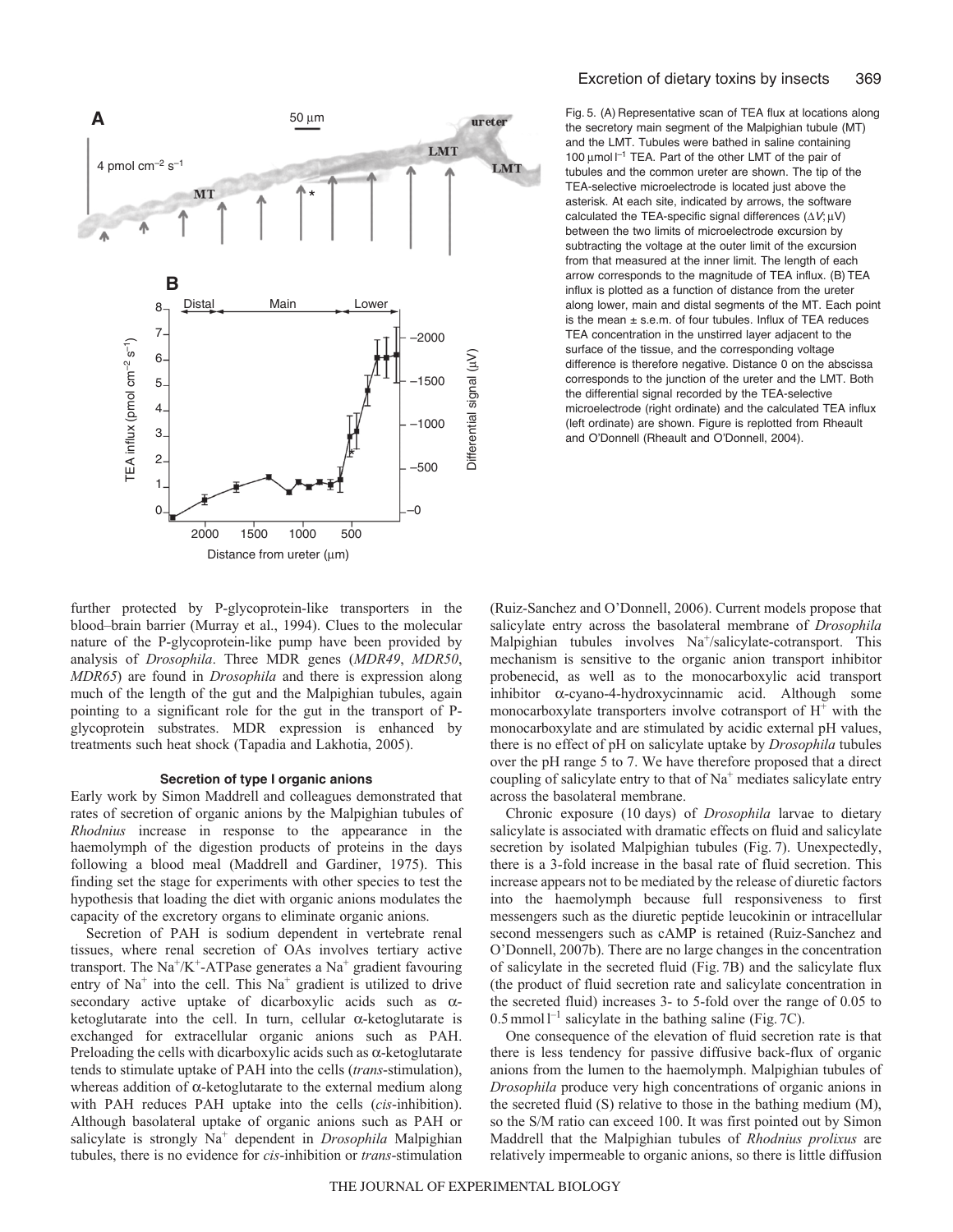Fig. 5. (A) Representative scan of TEA flux at locations along the secretory main segment of the Malpighian tubule (MT) and the LMT. Tubules were bathed in saline containing 100 μmol l$^{-1}$ TEA. Part of the other LMT of the pair of tubules and the common ureter are shown. The tip of the TEA-selective microelectrode is located just above the asterisk. At each site, indicated by arrows, the software calculated the TEA-specific signal differences ($\Delta V$; μV) between the two limits of microelectrode excursion by subtracting the voltage at the outer limit of the excursion from that measured at the inner limit. The length of each arrow corresponds to the magnitude of TEA influx. (B) TEA influx is plotted as a function of distance from the ureter along lower, main and distal segments of the MT. Each point is the mean ± s.e.m. of four tubules. Influx of TEA reduces TEA concentration in the unstirred layer adjacent to the surface of the tissue, and the corresponding voltage difference is therefore negative. Distance 0 on the abscissa corresponds to the junction of the ureter and the LMT. Both the differential signal recorded by the TEA-selective microelectrode (right ordinate) and the calculated TEA influx (left ordinate) are shown. Figure is replotted from Rheault and O'Donnell (Rheault and O'Donnell, 2004).

further protected by P-glycoprotein-like transporters in the blood–brain barrier (Murray et al., 1994). Clues to the molecular nature of the P-glycoprotein-like pump have been provided by analysis of *Drosophila*. Three MDR genes (*MDR49*, *MDR50*, *MDR65*) are found in *Drosophila* and there is expression along much of the length of the gut and the Malpighian tubules, again pointing to a significant role for the gut in the transport of P-glycoprotein substrates. MDR expression is enhanced by treatments such heat shock (Tapadia and Lakhotia, 2005).

### Secretion of type I organic anions

Early work by Simon Maddrell and colleagues demonstrated that rates of secretion of organic anions by the Malpighian tubules of *Rhodnius* increase in response to the appearance in the haemolymph of the digestion products of proteins in the days following a blood meal (Maddrell and Gardiner, 1975). This finding set the stage for experiments with other species to test the hypothesis that loading the diet with organic anions modulates the capacity of the excretory organs to eliminate organic anions.

Secretion of PAH is sodium dependent in vertebrate renal tissues, where renal secretion of OAs involves tertiary active transport. The $Na^+$/$K^+$-ATPase generates a $Na^+$ gradient favouring entry of $Na^+$ into the cell. This $Na^+$ gradient is utilized to drive secondary active uptake of dicarboxylic acids such as α-ketoglutarate into the cell. In turn, cellular α-ketoglutarate is exchanged for extracellular organic anions such as PAH. Preloading the cells with dicarboxylic acids such as α-ketoglutarate tends to stimulate uptake of PAH into the cells (*trans*-stimulation), whereas addition of α-ketoglutarate to the external medium along with PAH reduces PAH uptake into the cells (*cis*-inhibition). Although basolateral uptake of organic anions such as PAH or salicylate is strongly $Na^+$ dependent in *Drosophila* Malpighian tubules, there is no evidence for *cis*-inhibition or *trans*-stimulation (Ruiz-Sanchez and O'Donnell, 2006). Current models propose that salicylate entry across the basolateral membrane of *Drosophila* Malpighian tubules involves $Na^+$/salicylate-cotransport. This mechanism is sensitive to the organic anion transport inhibitor probenecid, as well as to the monocarboxylic acid transport inhibitor α-cyano-4-hydroxycinnamic acid. Although some monocarboxylate transporters involve cotransport of $H^+$ with the monocarboxylate and are stimulated by acidic external pH values, there is no effect of pH on salicylate uptake by *Drosophila* tubules over the pH range 5 to 7. We have therefore proposed that a direct coupling of salicylate entry to that of $Na^+$ mediates salicylate entry across the basolateral membrane.

Chronic exposure (10 days) of *Drosophila* larvae to dietary salicylate is associated with dramatic effects on fluid and salicylate secretion by isolated Malpighian tubules (Fig. 7). Unexpectedly, there is a 3-fold increase in the basal rate of fluid secretion. This increase appears not to be mediated by the release of diuretic factors into the haemolymph because full responsiveness to first messengers such as the diuretic peptide leucokinin or intracellular second messengers such as cAMP is retained (Ruiz-Sanchez and O'Donnell, 2007b). There are no large changes in the concentration of salicylate in the secreted fluid (Fig. 7B) and the salicylate flux (the product of fluid secretion rate and salicylate concentration in the secreted fluid) increases 3- to 5-fold over the range of 0.05 to 0.5 mmol l$^{-1}$ salicylate in the bathing saline (Fig. 7C).

One consequence of the elevation of fluid secretion rate is that there is less tendency for passive diffusive back-flux of organic anions from the lumen to the haemolymph. Malpighian tubules of *Drosophila* produce very high concentrations of organic anions in the secreted fluid (S) relative to those in the bathing medium (M), so the S/M ratio can exceed 100. It was first pointed out by Simon Maddrell that the Malpighian tubules of *Rhodnius prolixus* are relatively impermeable to organic anions, so there is little diffusion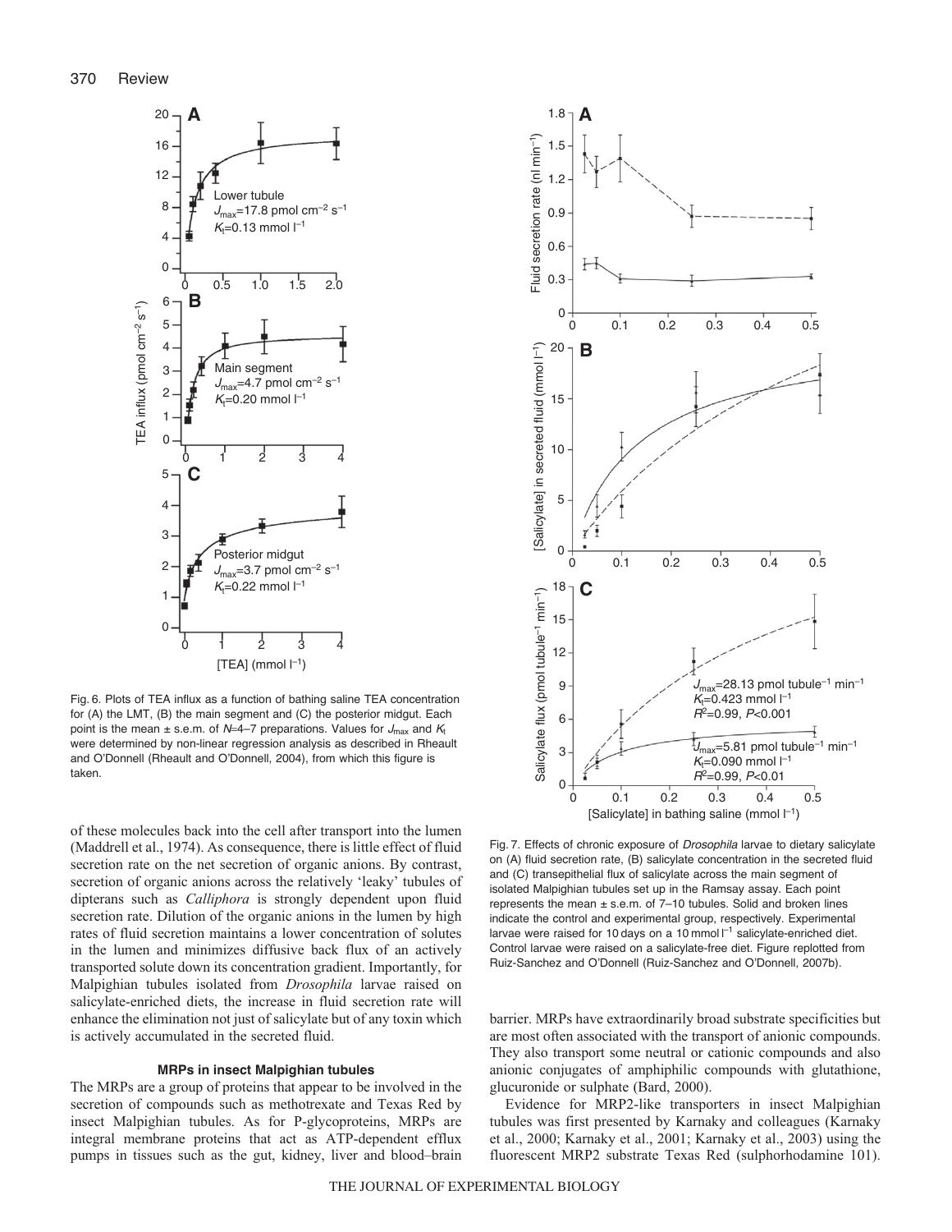Fig. 6. Plots of TEA influx as a function of bathing saline TEA concentration for (A) the LMT, (B) the main segment and (C) the posterior midgut. Each point is the mean ± s.e.m. of $N$=4–7 preparations. Values for $J_{max}$ and $K_t$ were determined by non-linear regression analysis as described in Rheault and O'Donnell (Rheault and O'Donnell, 2004), from which this figure is taken.

Fig. 7. Effects of chronic exposure of *Drosophila* larvae to dietary salicylate on (A) fluid secretion rate, (B) salicylate concentration in the secreted fluid and (C) transepithelial flux of salicylate across the main segment of isolated Malpighian tubules set up in the Ramsay assay. Each point represents the mean ± s.e.m. of 7–10 tubules. Solid and broken lines indicate the control and experimental group, respectively. Experimental larvae were raised for 10 days on a 10 mmol $l^{-1}$ salicylate-enriched diet. Control larvae were raised on a salicylate-free diet. Figure replotted from Ruiz-Sanchez and O'Donnell (Ruiz-Sanchez and O'Donnell, 2007b).

of these molecules back into the cell after transport into the lumen (Maddrell et al., 1974). As consequence, there is little effect of fluid secretion rate on the net secretion of organic anions. By contrast, secretion of organic anions across the relatively 'leaky' tubules of dipterans such as *Calliphora* is strongly dependent upon fluid secretion rate. Dilution of the organic anions in the lumen by high rates of fluid secretion maintains a lower concentration of solutes in the lumen and minimizes diffusive back flux of an actively transported solute down its concentration gradient. Importantly, for Malpighian tubules isolated from *Drosophila* larvae raised on salicylate-enriched diets, the increase in fluid secretion rate will enhance the elimination not just of salicylate but of any toxin which is actively accumulated in the secreted fluid.

### MRPs in insect Malpighian tubules

The MRPs are a group of proteins that appear to be involved in the secretion of compounds such as methotrexate and Texas Red by insect Malpighian tubules. As for P-glycoproteins, MRPs are integral membrane proteins that act as ATP-dependent efflux pumps in tissues such as the gut, kidney, liver and blood–brain barrier. MRPs have extraordinarily broad substrate specificities but are most often associated with the transport of anionic compounds. They also transport some neutral or cationic compounds and also anionic conjugates of amphiphilic compounds with glutathione, glucuronide or sulphate (Bard, 2000).

Evidence for MRP2-like transporters in insect Malpighian tubules was first presented by Karnaky and colleagues (Karnaky et al., 2000; Karnaky et al., 2001; Karnaky et al., 2003) using the fluorescent MRP2 substrate Texas Red (sulphorhodamine 101).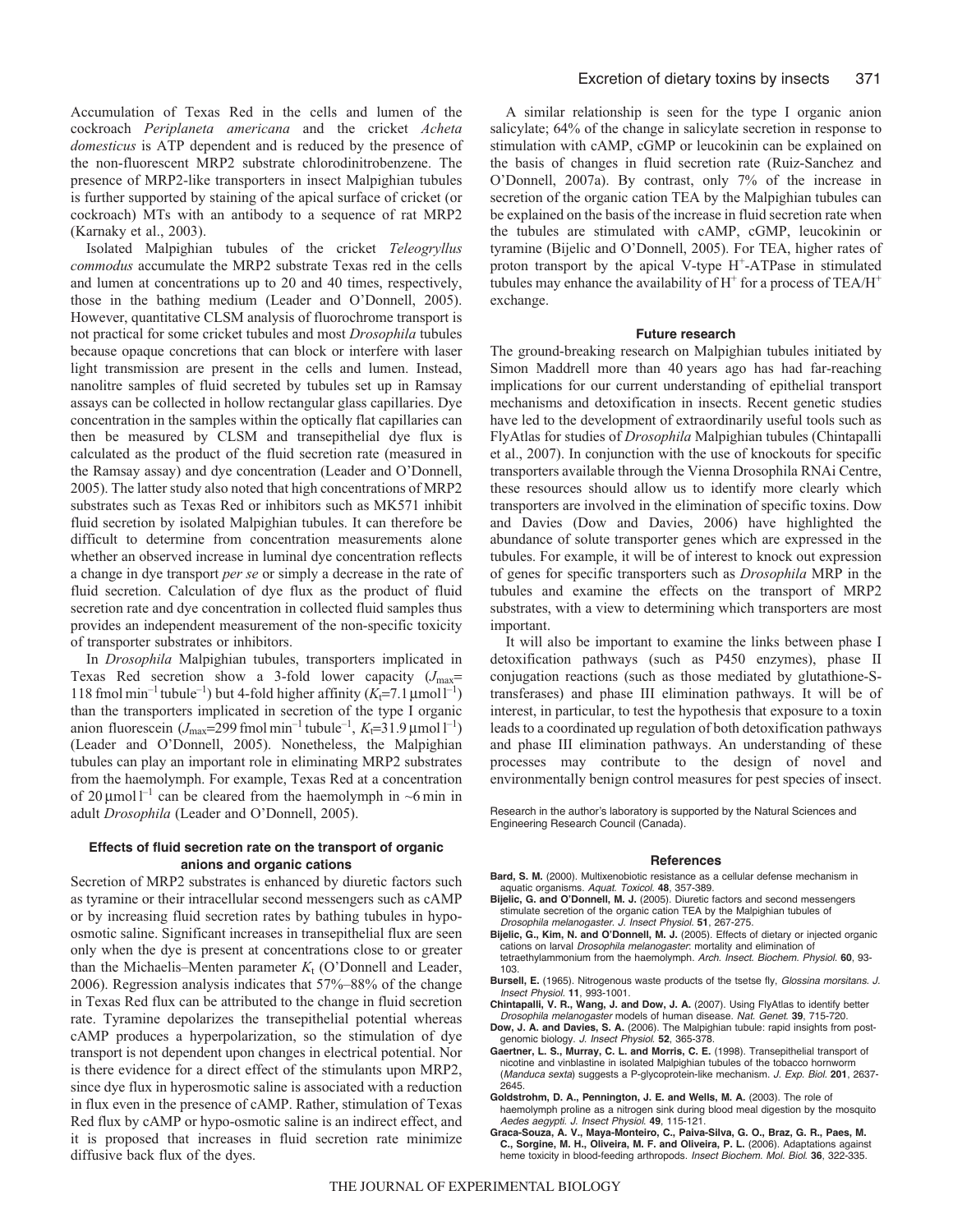Accumulation of Texas Red in the cells and lumen of the cockroach *Periplaneta americana* and the cricket *Acheta domesticus* is ATP dependent and is reduced by the presence of the non-fluorescent MRP2 substrate chlorodinitrobenzene. The presence of MRP2-like transporters in insect Malpighian tubules is further supported by staining of the apical surface of cricket (or cockroach) MTs with an antibody to a sequence of rat MRP2 (Karnaky et al., 2003).

Isolated Malpighian tubules of the cricket *Teleogryllus commodus* accumulate the MRP2 substrate Texas red in the cells and lumen at concentrations up to 20 and 40 times, respectively, those in the bathing medium (Leader and O'Donnell, 2005). However, quantitative CLSM analysis of fluorochrome transport is not practical for some cricket tubules and most *Drosophila* tubules because opaque concretions that can block or interfere with laser light transmission are present in the cells and lumen. Instead, nanolitre samples of fluid secreted by tubules set up in Ramsay assays can be collected in hollow rectangular glass capillaries. Dye concentration in the samples within the optically flat capillaries can then be measured by CLSM and transepithelial dye flux is calculated as the product of the fluid secretion rate (measured in the Ramsay assay) and dye concentration (Leader and O'Donnell, 2005). The latter study also noted that high concentrations of MRP2 substrates such as Texas Red or inhibitors such as MK571 inhibit fluid secretion by isolated Malpighian tubules. It can therefore be difficult to determine from concentration measurements alone whether an observed increase in luminal dye concentration reflects a change in dye transport *per se* or simply a decrease in the rate of fluid secretion. Calculation of dye flux as the product of fluid secretion rate and dye concentration in collected fluid samples thus provides an independent measurement of the non-specific toxicity of transporter substrates or inhibitors.

In *Drosophila* Malpighian tubules, transporters implicated in Texas Red secretion show a 3-fold lower capacity ($J_{max}$=118 fmol min$^{-1}$ tubule$^{-1}$) but 4-fold higher affinity ($K_t$=7.1 μmol l$^{-1}$) than the transporters implicated in secretion of the type I organic anion fluorescein ($J_{max}$=299 fmol min$^{-1}$ tubule$^{-1}$, $K_t$=31.9 μmol l$^{-1}$) (Leader and O'Donnell, 2005). Nonetheless, the Malpighian tubules can play an important role in eliminating MRP2 substrates from the haemolymph. For example, Texas Red at a concentration of 20 μmol l$^{-1}$ can be cleared from the haemolymph in ~6 min in adult *Drosophila* (Leader and O'Donnell, 2005).

### Effects of fluid secretion rate on the transport of organic anions and organic cations

Secretion of MRP2 substrates is enhanced by diuretic factors such as tyramine or their intracellular second messengers such as cAMP or by increasing fluid secretion rates by bathing tubules in hypo-osmotic saline. Significant increases in transepithelial flux are seen only when the dye is present at concentrations close to or greater than the Michaelis–Menten parameter $K_t$ (O'Donnell and Leader, 2006). Regression analysis indicates that 57%–88% of the change in Texas Red flux can be attributed to the change in fluid secretion rate. Tyramine depolarizes the transepithelial potential whereas cAMP produces a hyperpolarization, so the stimulation of dye transport is not dependent upon changes in electrical potential. Nor is there evidence for a direct effect of the stimulants upon MRP2, since dye flux in hyperosmotic saline is associated with a reduction in flux even in the presence of cAMP. Rather, stimulation of Texas Red flux by cAMP or hypo-osmotic saline is an indirect effect, and it is proposed that increases in fluid secretion rate minimize diffusive back flux of the dyes.

A similar relationship is seen for the type I organic anion salicylate; 64% of the change in salicylate secretion in response to stimulation with cAMP, cGMP or leucokinin can be explained on the basis of changes in fluid secretion rate (Ruiz-Sanchez and O'Donnell, 2007a). By contrast, only 7% of the increase in secretion of the organic cation TEA by the Malpighian tubules can be explained on the basis of the increase in fluid secretion rate when the tubules are stimulated with cAMP, cGMP, leucokinin or tyramine (Bijelic and O'Donnell, 2005). For TEA, higher rates of proton transport by the apical V-type $H^+$-ATPase in stimulated tubules may enhance the availability of $H^+$ for a process of TEA/$H^+$ exchange.

### Future research

The ground-breaking research on Malpighian tubules initiated by Simon Maddrell more than 40 years ago has had far-reaching implications for our current understanding of epithelial transport mechanisms and detoxification in insects. Recent genetic studies have led to the development of extraordinarily useful tools such as FlyAtlas for studies of *Drosophila* Malpighian tubules (Chintapalli et al., 2007). In conjunction with the use of knockouts for specific transporters available through the Vienna Drosophila RNAi Centre, these resources should allow us to identify more clearly which transporters are involved in the elimination of specific toxins. Dow and Davies (Dow and Davies, 2006) have highlighted the abundance of solute transporter genes which are expressed in the tubules. For example, it will be of interest to knock out expression of genes for specific transporters such as *Drosophila* MRP in the tubules and examine the effects on the transport of MRP2 substrates, with a view to determining which transporters are most important.

It will also be important to examine the links between phase I detoxification pathways (such as P450 enzymes), phase II conjugation reactions (such as those mediated by glutathione-S-transferases) and phase III elimination pathways. It will be of interest, in particular, to test the hypothesis that exposure to a toxin leads to a coordinated up regulation of both detoxification pathways and phase III elimination pathways. An understanding of these processes may contribute to the design of novel and environmentally benign control measures for pest species of insect.

Research in the author's laboratory is supported by the Natural Sciences and Engineering Research Council (Canada).

### References

**Bard, S. M.** (2000). Multixenobiotic resistance as a cellular defense mechanism in aquatic organisms. *Aquat. Toxicol.* **48**, 357-389.

**Bijelic, G. and O'Donnell, M. J.** (2005). Diuretic factors and second messengers stimulate secretion of the organic cation TEA by the Malpighian tubules of *Drosophila melanogaster*. *J. Insect Physiol.* **51**, 267-275.

**Bijelic, G., Kim, N. and O'Donnell, M. J.** (2005). Effects of dietary or injected organic cations on larval *Drosophila melanogaster*: mortality and elimination of tetraethylammonium from the haemolymph. *Arch. Insect. Biochem. Physiol.* **60**, 93-103.

**Bursell, E.** (1965). Nitrogenous waste products of the tsetse fly, *Glossina morsitans*. *J. Insect Physiol.* **11**, 993-1001.

**Chintapalli, V. R., Wang, J. and Dow, J. A.** (2007). Using FlyAtlas to identify better *Drosophila melanogaster* models of human disease. *Nat. Genet.* **39**, 715-720.

**Dow, J. A. and Davies, S. A.** (2006). The Malpighian tubule: rapid insights from post-genomic biology. *J. Insect Physiol.* **52**, 365-378.

**Gaertner, L. S., Murray, C. L. and Morris, C. E.** (1998). Transepithelial transport of nicotine and vinblastine in isolated Malpighian tubules of the tobacco hornworm (*Manduca sexta*) suggests a P-glycoprotein-like mechanism. *J. Exp. Biol.* **201**, 2637-2645.

**Goldstrohm, D. A., Pennington, J. E. and Wells, M. A.** (2003). The role of haemolymph proline as a nitrogen sink during blood meal digestion by the mosquito *Aedes aegypti*. *J. Insect Physiol.* **49**, 115-121.

**Graca-Souza, A. V., Maya-Monteiro, C., Paiva-Silva, G. O., Braz, G. R., Paes, M. C., Sorgine, M. H., Oliveira, M. F. and Oliveira, P. L.** (2006). Adaptations against heme toxicity in blood-feeding arthropods. *Insect Biochem. Mol. Biol.* **36**, 322-335.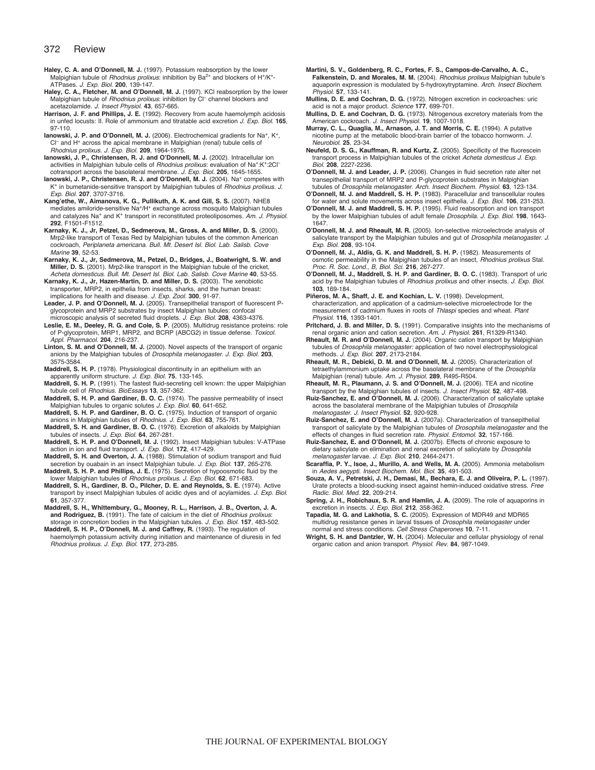**Haley, C. A. and O'Donnell, M. J.** (1997). Potassium reabsorption by the lower Malpighian tubule of *Rhodnius prolixus*: inhibition by $Ba^{2+}$ and blockers of $H^+/K^+$-ATPases. *J. Exp. Biol.* **200**, 139-147.

**Haley, C. A., Fletcher, M. and O'Donnell, M. J.** (1997). KCl reabsorption by the lower Malpighian tubule of *Rhodnius prolixus*: inhibition by $Cl^-$ channel blockers and acetazolamide. *J. Insect Physiol.* **43**, 657-665.

**Harrison, J. F. and Phillips, J. E.** (1992). Recovery from acute haemolymph acidosis in unfed locusts: II. Role of ammonium and titratable acid excretion *J. Exp. Biol.* **165**, 97-110.

**Ianowski, J. P. and O'Donnell, M. J.** (2006). Electrochemical gradients for $Na^+$, $K^+$, $Cl^-$ and $H^+$ across the apical membrane in Malpighian (renal) tubule cells of *Rhodnius prolixus*. *J. Exp. Biol.* **209**, 1964-1975.

**Ianowski, J. P., Christensen, R. J. and O'Donnell, M. J.** (2002). Intracellular ion activities in Malpighian tubule cells of *Rhodnius prolixus*: evaluation of $Na^+$:$K^+$:2$Cl^-$ cotransport across the basolateral membrane. *J. Exp. Biol.* **205**, 1645-1655.

**Ianowski, J. P., Christensen, R. J. and O'Donnell, M. J.** (2004). $Na^+$ competes with $K^+$ in bumetanide-sensitive transport by Malpighian tubules of *Rhodnius prolixus*. *J. Exp. Biol.* **207**, 3707-3716.

**Kang'ethe, W., Aimanova, K. G., Pullikuth, A. K. and Gill, S. S.** (2007). NHE8 mediates amiloride-sensitive $Na^+/H^+$ exchange across mosquito Malpighian tubules and catalyzes $Na^+$ and $K^+$ transport in reconstituted proteoliposomes. *Am. J. Physiol.* **292**, F1501-F1512.

**Karnaky, K. J., Jr, Petzel, D., Sedmerova, M., Gross, A. and Miller, D. S.** (2000). Mrp2-like transport of Texas Red by Malpighian tubules of the common American cockroach, *Periplaneta americana*. *Bull. Mt. Desert Isl. Biol. Lab. Salisb. Cove Marine* **39**, 52-53.

**Karnaky, K. J., Jr, Sedmerova, M., Petzel, D., Bridges, J., Boatwright, S. W. and Miller, D. S.** (2001). Mrp2-like transport in the Malpighian tubule of the cricket, *Acheta domesticus*. *Bull. Mt. Desert Isl. Biol. Lab. Salisb. Cove Marine* **40**, 53-55.

**Karnaky, K. J., Jr, Hazen-Martin, D. and Miller, D. S.** (2003). The xenobiotic transporter, MRP2, in epithelia from insects, sharks, and the human breast: implications for health and disease. *J. Exp. Zool.* **300**, 91-97.

**Leader, J. P. and O'Donnell, M. J.** (2005). Transepithelial transport of fluorescent P-glycoprotein and MRP2 substrates by insect Malpighian tubules: confocal microscopic analysis of secreted fluid droplets. *J. Exp. Biol.* **208**, 4363-4376.

**Leslie, E. M., Deeley, R. G. and Cole, S. P.** (2005). Multidrug resistance proteins: role of P-glycoprotein, MRP1, MRP2, and BCRP (ABCG2) in tissue defense. *Toxicol. Appl. Pharmacol.* **204**, 216-237.

**Linton, S. M. and O'Donnell, M. J.** (2000). Novel aspects of the transport of organic anions by the Malpighian tubules of *Drosophila melanogaster*. *J. Exp. Biol.* **203**, 3575-3584.

**Maddrell, S. H. P.** (1978). Physiological discontinuity in an epithelium with an apparently uniform structure. *J. Exp. Biol.* **75**, 133-145.

**Maddrell, S. H. P.** (1991). The fastest fluid-secreting cell known: the upper Malpighian tubule cell of *Rhodnius*. *BioEssays* **13**, 357-362.

**Maddrell, S. H. P. and Gardiner, B. O. C.** (1974). The passive permeability of insect Malpighian tubules to organic solutes *J. Exp. Biol.* **60**, 641-652.

**Maddrell, S. H. P. and Gardiner, B. O. C.** (1975). Induction of transport of organic anions in Malpighian tubules of *Rhodnius*. *J. Exp. Biol.* **63**, 755-761.

**Maddrell, S. H. and Gardiner, B. O. C.** (1976). Excretion of alkaloids by Malpighian tubules of insects. *J. Exp. Biol.* **64**, 267-281.

**Maddrell, S. H. P. and O'Donnell, M. J.** (1992). Insect Malpighian tubules: V-ATPase action in ion and fluid transport. *J. Exp. Biol.* **172**, 417-429.

**Maddrell, S. H. and Overton, J. A.** (1988). Stimulation of sodium transport and fluid secretion by ouabain in an insect Malpighian tubule. *J. Exp. Biol.* **137**, 265-276.

**Maddrell, S. H. P. and Phillips, J. E.** (1975). Secretion of hypoosmotic fluid by the lower Malpighian tubules of *Rhodnius prolixus*. *J. Exp. Biol.* **62**, 671-683.

**Maddrell, S. H., Gardiner, B. O., Pilcher, D. E. and Reynolds, S. E.** (1974). Active transport by insect Malpighian tubules of acidic dyes and of acylamides. *J. Exp. Biol.* **61**, 357-377.

**Maddrell, S. H., Whittembury, G., Mooney, R. L., Harrison, J. B., Overton, J. A. and Rodriguez, B.** (1991). The fate of calcium in the diet of *Rhodnius prolixus*: storage in concretion bodies in the Malpighian tubules. *J. Exp. Biol.* **157**, 483-502.

**Maddrell, S. H. P., O'Donnell, M. J. and Caffrey, R.** (1993). The regulation of haemolymph potassium activity during initiation and maintenance of diuresis in fed *Rhodnius prolixus*. *J. Exp. Biol.* **177**, 273-285.

**Martini, S. V., Goldenberg, R. C., Fortes, F. S., Campos-de-Carvalho, A. C., Falkenstein, D. and Morales, M. M.** (2004). *Rhodnius prolixus* Malpighian tubule's aquaporin expression is modulated by 5-hydroxytryptamine. *Arch. Insect Biochem. Physiol.* **57**, 133-141.

**Mullins, D. E. and Cochran, D. G.** (1972). Nitrogen excretion in cockroaches: uric acid is not a major product. *Science* **177**, 699-701.

**Mullins, D. E. and Cochran, D. G.** (1973). Nitrogenous excretory materials from the American cockroach. *J. Insect Physiol.* **19**, 1007-1018.

**Murray, C. L., Quaglia, M., Arnason, J. T. and Morris, C. E.** (1994). A putative nicotine pump at the metabolic blood-brain barrier of the tobacco hornworm. *J. Neurobiol.* **25**, 23-34.

**Neufeld, D. S. G., Kauffman, R. and Kurtz, Z.** (2005). Specificity of the fluorescein transport process in Malpighian tubules of the cricket *Acheta domesticus J. Exp. Biol.* **208**, 2227-2236.

**O'Donnell, M. J. and Leader, J. P.** (2006). Changes in fluid secretion rate alter net transepithelial transport of MRP2 and P-glycoprotein substrates in Malpighian tubules of *Drosophila melanogaster*. *Arch. Insect Biochem. Physiol.* **63**, 123-134.

**O'Donnell, M. J. and Maddrell, S. H. P.** (1983). Paracellular and transcellular routes for water and solute movements across insect epithelia. *J. Exp. Biol.* **106**, 231-253.

**O'Donnell, M. J. and Maddrell, S. H. P.** (1995). Fluid reabsorption and ion transport by the lower Malpighian tubules of adult female *Drosophila*. *J. Exp. Biol.* **198**, 1643-1647.

**O'Donnell, M. J. and Rheault, M. R.** (2005). Ion-selective microelectrode analysis of salicylate transport by the Malpighian tubules and gut of *Drosophila melanogaster*. *J. Exp. Biol.* **208**, 93-104.

**O'Donnell, M. J., Aldis, G. K. and Maddrell, S. H. P.** (1982). Measurements of osmotic permeability in the Malpighian tubules of an insect, *Rhodnius prolixus* Stal. *Proc. R. Soc. Lond., B, Biol. Sci.* **216**, 267-277.

**O'Donnell, M. J., Maddrell, S. H. P. and Gardiner, B. O. C.** (1983). Transport of uric acid by the Malpighian tubules of *Rhodnius prolixus* and other insects. *J. Exp. Biol.* **103**, 169-184.

**Piñeros, M. A., Shaff, J. E. and Kochian, L. V.** (1998). Development, characterization, and application of a cadmium-selective microelectrode for the measurement of cadmium fluxes in roots of *Thlaspi* species and wheat. *Plant Physiol.* **116**, 1393-1401.

**Pritchard, J. B. and Miller, D. S.** (1991). Comparative insights into the mechanisms of renal organic anion and cation secretion. *Am. J. Physiol.* **261**, R1329-R1340.

**Rheault, M. R. and O'Donnell, M. J.** (2004). Organic cation transport by Malpighian tubules of *Drosophila melanogaster:* application of two novel electrophysiological methods. *J. Exp. Biol.* **207**, 2173-2184.

**Rheault, M. R., Debicki, D. M. and O'Donnell, M. J.** (2005). Characterization of tetraethylammonium uptake across the basolateral membrane of the *Drosophila* Malpighian (renal) tubule. *Am. J. Physiol.* **289**, R495-R504.

**Rheault, M. R., Plaumann, J. S. and O'Donnell, M. J.** (2006). TEA and nicotine transport by the Malpighian tubules of insects. *J. Insect Physiol.* **52**, 487-498.

**Ruiz-Sanchez, E. and O'Donnell, M. J.** (2006). Characterization of salicylate uptake across the basolateral membrane of the Malpighian tubules of *Drosophila melanogaster*. *J. Insect Physiol.* **52**, 920-928.

**Ruiz-Sanchez, E. and O'Donnell, M. J.** (2007a). Characterization of transepithelial transport of salicylate by the Malpighian tubules of *Drosophila melanogaster* and the effects of changes in fluid secretion rate. *Physiol. Entomol.* **32**, 157-166.

**Ruiz-Sanchez, E. and O'Donnell, M. J.** (2007b). Effects of chronic exposure to dietary salicylate on elimination and renal excretion of salicylate by *Drosophila melanogaster* larvae. *J. Exp. Biol.* **210**, 2464-2471.

**Scaraffia, P. Y., Isoe, J., Murillo, A. and Wells, M. A.** (2005). Ammonia metabolism in *Aedes aegypti*. *Insect Biochem. Mol. Biol.* **35**, 491-503.

**Souza, A. V., Petretski, J. H., Demasi, M., Bechara, E. J. and Oliveira, P. L.** (1997). Urate protects a blood-sucking insect against hemin-induced oxidative stress. *Free Radic. Biol. Med.* **22**, 209-214.

**Spring, J. H., Robichaux, S. R. and Hamlin, J. A.** (2009). The role of aquaporins in excretion in insects. *J. Exp. Biol.* **212**, 358-362.

**Tapadia, M. G. and Lakhotia, S. C.** (2005). Expression of MDR49 and MDR65 multidrug resistance genes in larval tissues of *Drosophila melanogaster* under normal and stress conditions. *Cell Stress Chaperones* **10**, 7-11.

**Wright, S. H. and Dantzler, W. H.** (2004). Molecular and cellular physiology of renal organic cation and anion transport. *Physiol. Rev.* **84**, 987-1049.